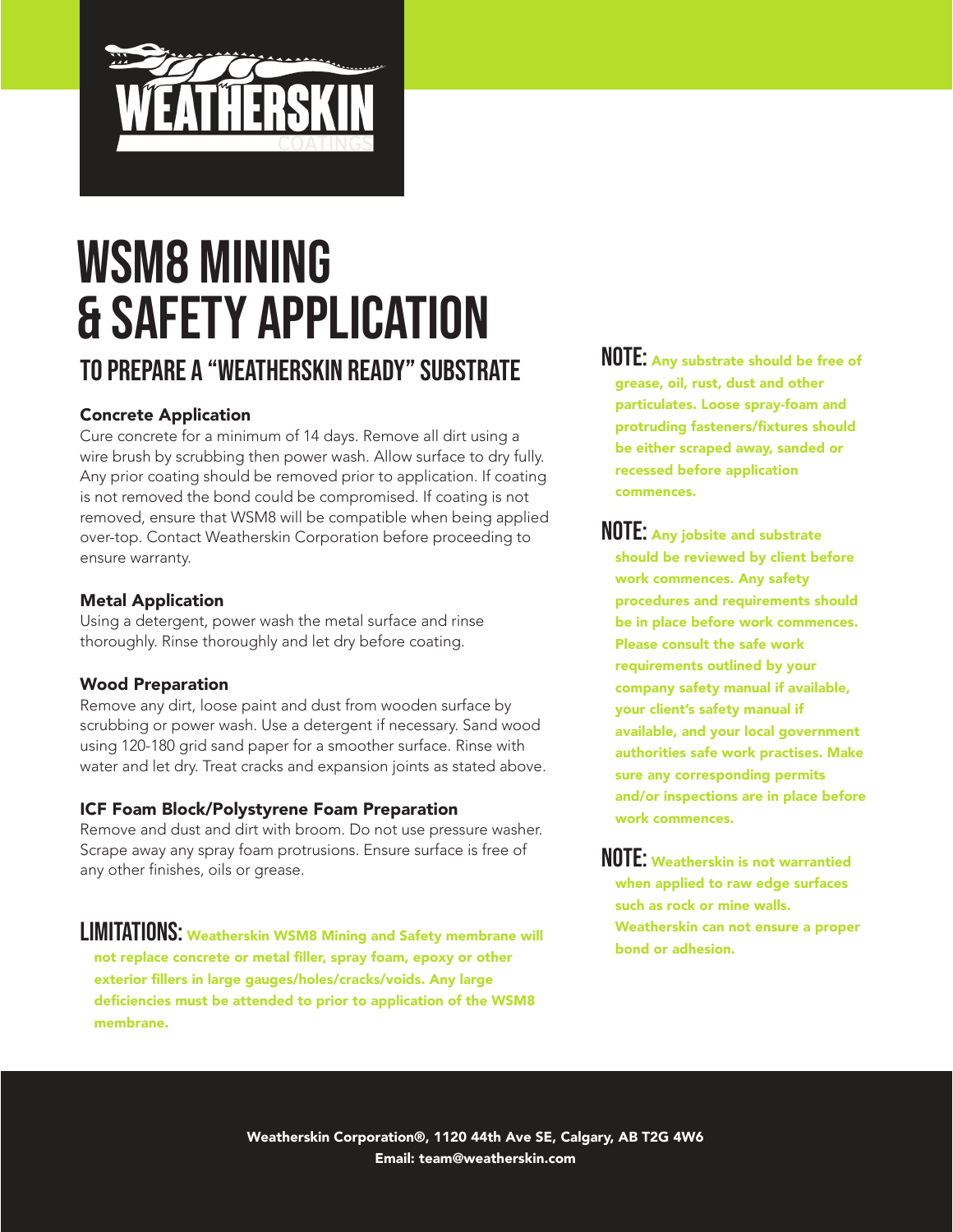# WSM8 MINING & SAFETY APPLICATION

## TO PREPARE A "WEATHERSKIN READY" SUBSTRATE

### Concrete Application

Cure concrete for a minimum of 14 days. Remove all dirt using a wire brush by scrubbing then power wash. Allow surface to dry fully. Any prior coating should be removed prior to application. If coating is not removed the bond could be compromised. If coating is not removed, ensure that WSM8 will be compatible when being applied over-top. Contact Weatherskin Corporation before proceeding to ensure warranty.

### Metal Application

Using a detergent, power wash the metal surface and rinse thoroughly. Rinse thoroughly and let dry before coating.

### Wood Preparation

Remove any dirt, loose paint and dust from wooden surface by scrubbing or power wash. Use a detergent if necessary. Sand wood using 120-180 grid sand paper for a smoother surface. Rinse with water and let dry. Treat cracks and expansion joints as stated above.

### ICF Foam Block/Polystyrene Foam Preparation

Remove and dust and dirt with broom. Do not use pressure washer. Scrape away any spray foam protrusions. Ensure surface is free of any other finishes, oils or grease.

**LIMITATIONS:** **Weatherskin WSM8 Mining and Safety membrane will not replace concrete or metal filler, spray foam, epoxy or other exterior fillers in large gauges/holes/cracks/voids. Any large deficiencies must be attended to prior to application of the WSM8 membrane.**

**NOTE:** **Any substrate should be free of grease, oil, rust, dust and other particulates. Loose spray-foam and protruding fasteners/fixtures should be either scraped away, sanded or recessed before application commences.**

**NOTE:** **Any jobsite and substrate should be reviewed by client before work commences. Any safety procedures and requirements should be in place before work commences. Please consult the safe work requirements outlined by your company safety manual if available, your client's safety manual if available, and your local government authorities safe work practises. Make sure any corresponding permits and/or inspections are in place before work commences.**

**NOTE:** **Weatherskin is not warrantied when applied to raw edge surfaces such as rock or mine walls. Weatherskin can not ensure a proper bond or adhesion.**

Weatherskin Corporation®, 1120 44th Ave SE, Calgary, AB T2G 4W6
Email: team@weatherskin.com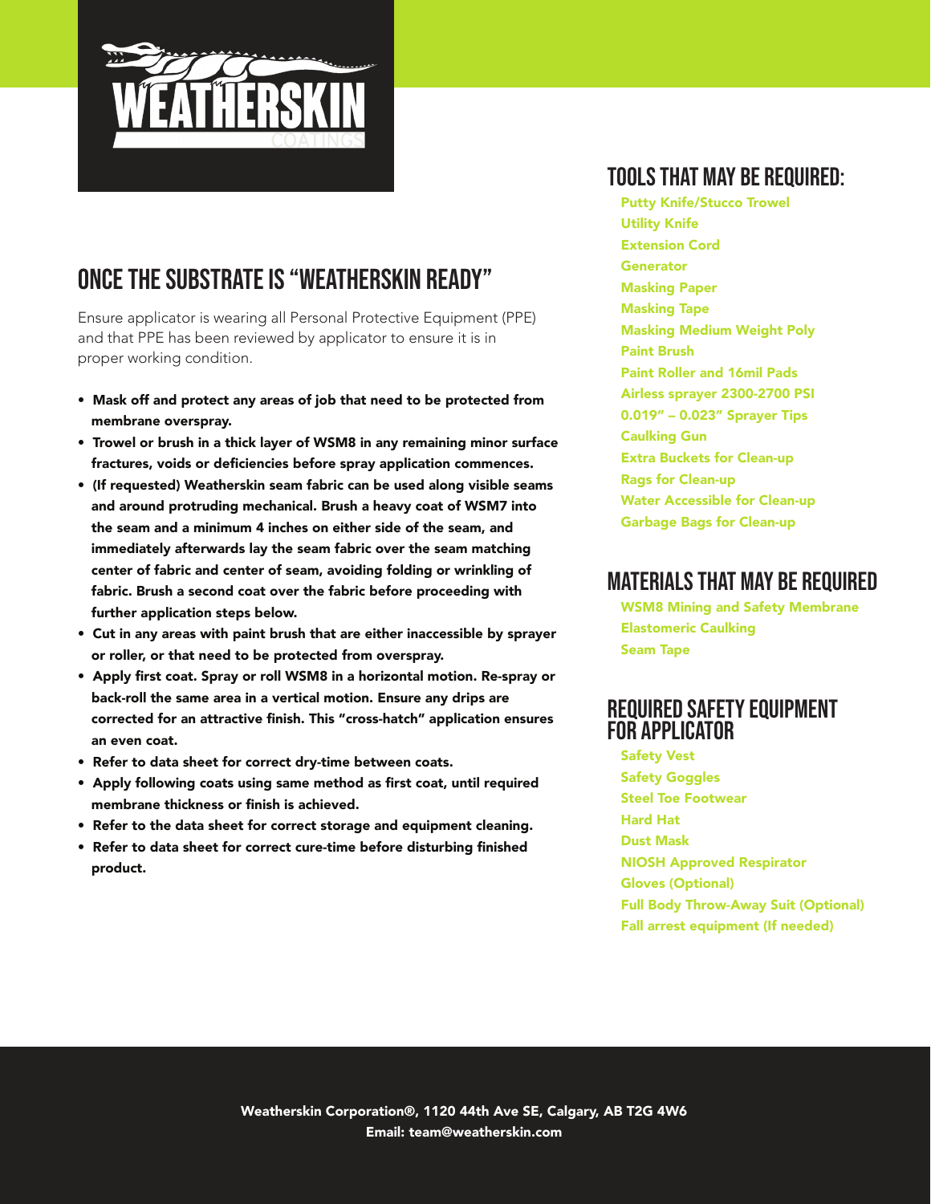# ONCE THE SUBSTRATE IS "WEATHERSKIN READY"

Ensure applicator is wearing all Personal Protective Equipment (PPE) and that PPE has been reviewed by applicator to ensure it is in proper working condition.

- **Mask off and protect any areas of job that need to be protected from membrane overspray.**
- **Trowel or brush in a thick layer of WSM8 in any remaining minor surface fractures, voids or deficiencies before spray application commences.**
- **(If requested) Weatherskin seam fabric can be used along visible seams and around protruding mechanical. Brush a heavy coat of WSM7 into the seam and a minimum 4 inches on either side of the seam, and immediately afterwards lay the seam fabric over the seam matching center of fabric and center of seam, avoiding folding or wrinkling of fabric. Brush a second coat over the fabric before proceeding with further application steps below.**
- **Cut in any areas with paint brush that are either inaccessible by sprayer or roller, or that need to be protected from overspray.**
- **Apply first coat. Spray or roll WSM8 in a horizontal motion. Re-spray or back-roll the same area in a vertical motion. Ensure any drips are corrected for an attractive finish. This "cross-hatch" application ensures an even coat.**
- **Refer to data sheet for correct dry-time between coats.**
- **Apply following coats using same method as first coat, until required membrane thickness or finish is achieved.**
- **Refer to the data sheet for correct storage and equipment cleaning.**
- **Refer to data sheet for correct cure-time before disturbing finished product.**

## TOOLS THAT MAY BE REQUIRED:

- Putty Knife/Stucco Trowel
- Utility Knife
- Extension Cord
- Generator
- Masking Paper
- Masking Tape
- Masking Medium Weight Poly
- Paint Brush
- Paint Roller and 16mil Pads
- Airless sprayer 2300-2700 PSI
- 0.019" – 0.023" Sprayer Tips
- Caulking Gun
- Extra Buckets for Clean-up
- Rags for Clean-up
- Water Accessible for Clean-up
- Garbage Bags for Clean-up

## MATERIALS THAT MAY BE REQUIRED

- WSM8 Mining and Safety Membrane
- Elastomeric Caulking
- Seam Tape

## REQUIRED SAFETY EQUIPMENT FOR APPLICATOR

- Safety Vest
- Safety Goggles
- Steel Toe Footwear
- Hard Hat
- Dust Mask
- NIOSH Approved Respirator
- Gloves (Optional)
- Full Body Throw-Away Suit (Optional)
- Fall arrest equipment (If needed)

**Weatherskin Corporation®, 1120 44th Ave SE, Calgary, AB T2G 4W6**
**Email: team@weatherskin.com**